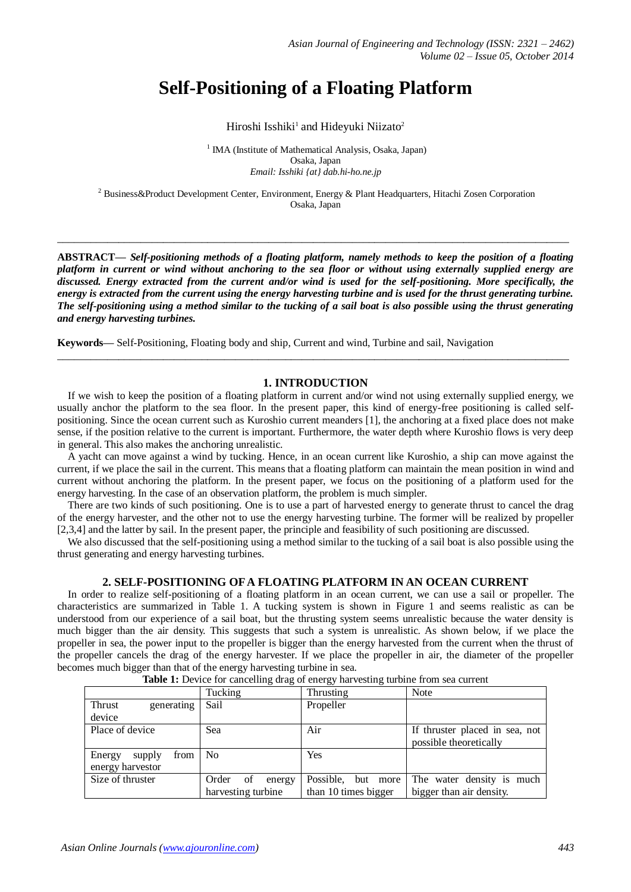# Self-Positioning of a Floating Platform

Hiroshi Isshiki[1] and Hideyuki Niizato[2]

[1] IMA (Institute of Mathematical Analysis, Osaka, Japan)
Osaka, Japan
*Email: Isshiki {at} dab.hi-ho.ne.jp*

[2] Business&Product Development Center, Environment, Energy & Plant Headquarters, Hitachi Zosen Corporation
Osaka, Japan

---

**ABSTRACT—** ***Self-positioning methods of a floating platform, namely methods to keep the position of a floating platform in current or wind without anchoring to the sea floor or without using externally supplied energy are discussed. Energy extracted from the current and/or wind is used for the self-positioning. More specifically, the energy is extracted from the current using the energy harvesting turbine and is used for the thrust generating turbine. The self-positioning using a method similar to the tucking of a sail boat is also possible using the thrust generating and energy harvesting turbines.***

**Keywords—** Self-Positioning, Floating body and ship, Current and wind, Turbine and sail, Navigation

---

## 1. INTRODUCTION

If we wish to keep the position of a floating platform in current and/or wind not using externally supplied energy, we usually anchor the platform to the sea floor. In the present paper, this kind of energy-free positioning is called self-positioning. Since the ocean current such as Kuroshio current meanders [1], the anchoring at a fixed place does not make sense, if the position relative to the current is important. Furthermore, the water depth where Kuroshio flows is very deep in general. This also makes the anchoring unrealistic.

A yacht can move against a wind by tucking. Hence, in an ocean current like Kuroshio, a ship can move against the current, if we place the sail in the current. This means that a floating platform can maintain the mean position in wind and current without anchoring the platform. In the present paper, we focus on the positioning of a platform used for the energy harvesting. In the case of an observation platform, the problem is much simpler.

There are two kinds of such positioning. One is to use a part of harvested energy to generate thrust to cancel the drag of the energy harvester, and the other not to use the energy harvesting turbine. The former will be realized by propeller [2,3,4] and the latter by sail. In the present paper, the principle and feasibility of such positioning are discussed.

We also discussed that the self-positioning using a method similar to the tucking of a sail boat is also possible using the thrust generating and energy harvesting turbines.

## 2. SELF-POSITIONING OF A FLOATING PLATFORM IN AN OCEAN CURRENT

In order to realize self-positioning of a floating platform in an ocean current, we can use a sail or propeller. The characteristics are summarized in Table 1. A tucking system is shown in Figure 1 and seems realistic as can be understood from our experience of a sail boat, but the thrusting system seems unrealistic because the water density is much bigger than the air density. This suggests that such a system is unrealistic. As shown below, if we place the propeller in sea, the power input to the propeller is bigger than the energy harvested from the current when the thrust of the propeller cancels the drag of the energy harvester. If we place the propeller in air, the diameter of the propeller becomes much bigger than that of the energy harvesting turbine in sea.

**Table 1:** Device for cancelling drag of energy harvesting turbine from sea current

| | Tucking | Thrusting | Note |
|---|---|---|---|
| Thrust generating device | Sail | Propeller | |
| Place of device | Sea | Air | If thruster placed in sea, not possible theoretically |
| Energy supply from energy harvestor | No | Yes | |
| Size of thruster | Order of energy harvesting turbine | Possible, but more than 10 times bigger | The water density is much bigger than air density. |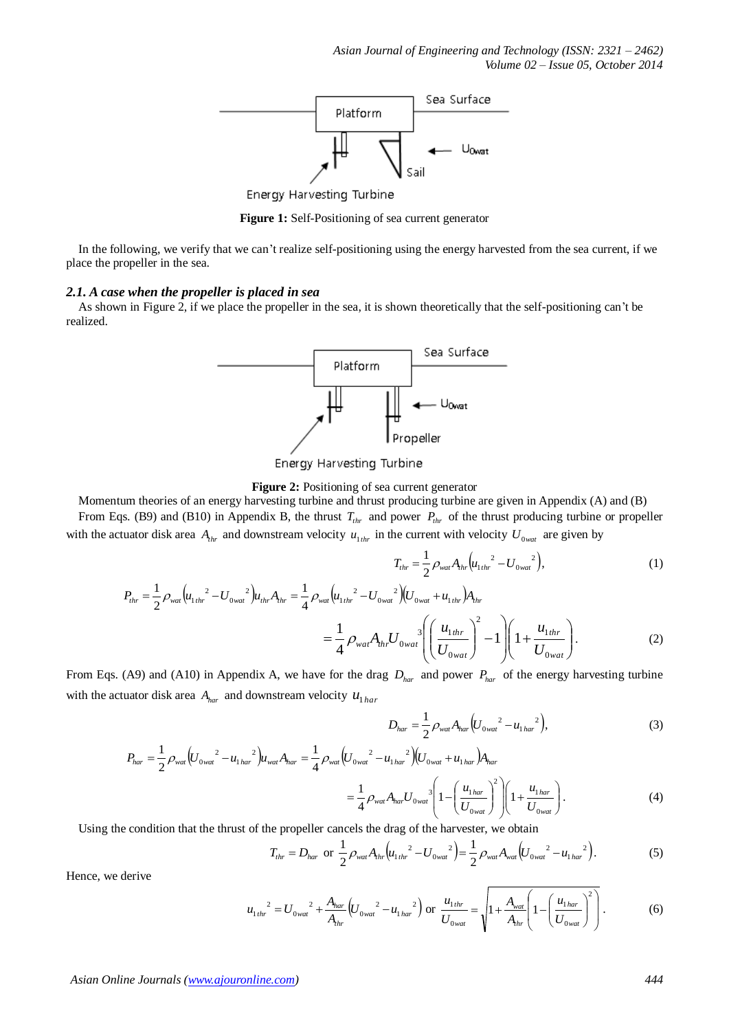**Figure 1:** Self-Positioning of sea current generator

In the following, we verify that we can't realize self-positioning using the energy harvested from the sea current, if we place the propeller in the sea.

### *2.1. A case when the propeller is placed in sea*

As shown in Figure 2, if we place the propeller in the sea, it is shown theoretically that the self-positioning can't be realized.

**Figure 2:** Positioning of sea current generator

Momentum theories of an energy harvesting turbine and thrust producing turbine are given in Appendix (A) and (B)

From Eqs. (B9) and (B10) in Appendix B, the thrust $T_{thr}$ and power $P_{thr}$ of the thrust producing turbine or propeller with the actuator disk area $A_{thr}$ and downstream velocity $u_{1thr}$ in the current with velocity $U_{0wat}$ are given by

$$T_{thr} = \frac{1}{2}\rho_{wat} A_{thr}\left(u_{1thr}^{\ 2} - U_{0wat}^{\ 2}\right), \tag{1}$$

$$P_{thr} = \frac{1}{2}\rho_{wat}\left(u_{1thr}^{\ 2} - U_{0wat}^{\ 2}\right)u_{thr}A_{thr} = \frac{1}{4}\rho_{wat}\left(u_{1thr}^{\ 2} - U_{0wat}^{\ 2}\right)\left(U_{0wat} + u_{1thr}\right)A_{thr}$$

$$= \frac{1}{4}\rho_{wat}A_{thr}U_{0wat}^{\ 3}\left(\left(\frac{u_{1thr}}{U_{0wat}}\right)^2 - 1\right)\left(1 + \frac{u_{1thr}}{U_{0wat}}\right). \tag{2}$$

From Eqs. (A9) and (A10) in Appendix A, we have for the drag $D_{har}$ and power $P_{har}$ of the energy harvesting turbine with the actuator disk area $A_{har}$ and downstream velocity $u_{1har}$

$$D_{har} = \frac{1}{2}\rho_{wat} A_{har}\left(U_{0wat}^{\ 2} - u_{1har}^{\ 2}\right), \tag{3}$$

$$P_{har} = \frac{1}{2}\rho_{wat}\left(U_{0wat}^{\ 2} - u_{1har}^{\ 2}\right)u_{wat}A_{har} = \frac{1}{4}\rho_{wat}\left(U_{0wat}^{\ 2} - u_{1har}^{\ 2}\right)\left(U_{0wat} + u_{1har}\right)A_{har}$$

$$= \frac{1}{4}\rho_{wat}A_{har}U_{0wat}^{\ 3}\left(1 - \left(\frac{u_{1har}}{U_{0wat}}\right)^2\right)\left(1 + \frac{u_{1har}}{U_{0wat}}\right). \tag{4}$$

Using the condition that the thrust of the propeller cancels the drag of the harvester, we obtain

$$T_{thr} = D_{har} \ \text{ or } \ \frac{1}{2}\rho_{wat}A_{thr}\left(u_{1thr}^{\ 2} - U_{0wat}^{\ 2}\right) = \frac{1}{2}\rho_{wat}A_{wat}\left(U_{0wat}^{\ 2} - u_{1har}^{\ 2}\right). \tag{5}$$

Hence, we derive

$$u_{1thr}^{\ 2} = U_{0wat}^{\ 2} + \frac{A_{har}}{A_{thr}}\left(U_{0wat}^{\ 2} - u_{1har}^{\ 2}\right) \ \text{ or } \ \frac{u_{1thr}}{U_{0wat}} = \sqrt{1 + \frac{A_{wat}}{A_{thr}}\left(1 - \left(\frac{u_{1har}}{U_{0wat}}\right)^2\right)}. \tag{6}$$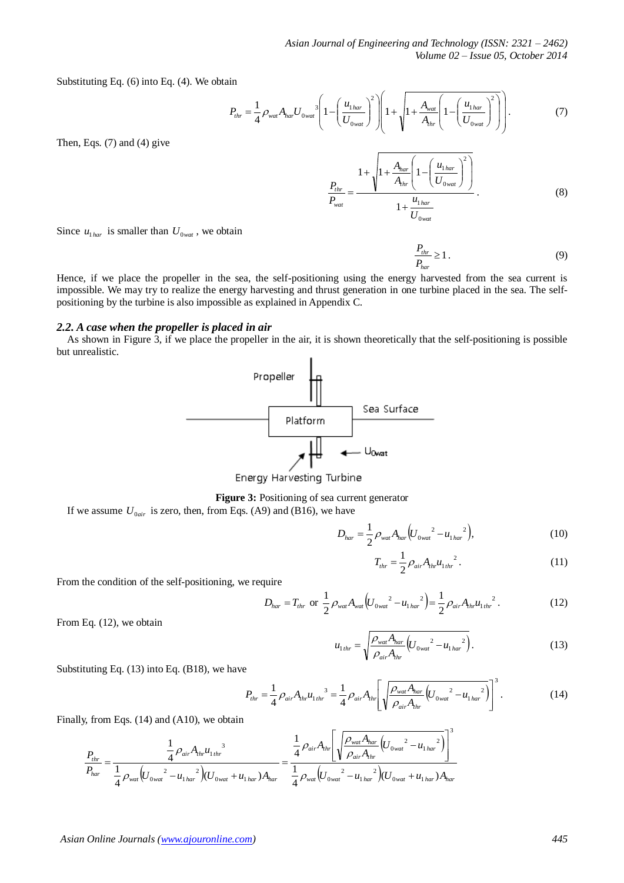Substituting Eq. (6) into Eq. (4). We obtain

$$P_{thr} = \frac{1}{4}\rho_{wat} A_{har} U_{0wat}{}^{3}\left(1-\left(\frac{u_{1har}}{U_{0wat}}\right)^{2}\right)\left(1+\sqrt{1+\frac{A_{wat}}{A_{thr}}\left(1-\left(\frac{u_{1har}}{U_{0wat}}\right)^{2}\right)}\right). \tag{7}$$

Then, Eqs. (7) and (4) give

$$\frac{P_{thr}}{P_{wat}} = \frac{1+\sqrt{1+\frac{A_{har}}{A_{thr}}\left(1-\left(\frac{u_{1har}}{U_{0wat}}\right)^{2}\right)}}{1+\frac{u_{1har}}{U_{0wat}}}. \tag{8}$$

Since $u_{1har}$ is smaller than $U_{0wat}$, we obtain

$$\frac{P_{thr}}{P_{har}} \geq 1. \tag{9}$$

Hence, if we place the propeller in the sea, the self-positioning using the energy harvested from the sea current is impossible. We may try to realize the energy harvesting and thrust generation in one turbine placed in the sea. The self-positioning by the turbine is also impossible as explained in Appendix C.

### *2.2. A case when the propeller is placed in air*

As shown in Figure 3, if we place the propeller in the air, it is shown theoretically that the self-positioning is possible but unrealistic.

**Figure 3:** Positioning of sea current generator

If we assume $U_{0air}$ is zero, then, from Eqs. (A9) and (B16), we have

$$D_{har} = \frac{1}{2}\rho_{wat} A_{har}\left(U_{0wat}{}^{2} - u_{1har}{}^{2}\right), \tag{10}$$

$$T_{thr} = \frac{1}{2}\rho_{air} A_{thr} u_{1thr}{}^{2}. \tag{11}$$

From the condition of the self-positioning, we require

$$D_{har} = T_{thr} \text{ or } \frac{1}{2}\rho_{wat} A_{wat}\left(U_{0wat}{}^{2} - u_{1har}{}^{2}\right) = \frac{1}{2}\rho_{air} A_{thr} u_{1thr}{}^{2}. \tag{12}$$

From Eq. (12), we obtain

$$u_{1thr} = \sqrt{\frac{\rho_{wat} A_{har}}{\rho_{air} A_{thr}}\left(U_{0wat}{}^{2} - u_{1har}{}^{2}\right)}. \tag{13}$$

Substituting Eq. (13) into Eq. (B18), we have

$$P_{thr} = \frac{1}{4}\rho_{air} A_{thr} u_{1thr}{}^{3} = \frac{1}{4}\rho_{air} A_{thr}\left[\sqrt{\frac{\rho_{wat} A_{har}}{\rho_{air} A_{thr}}\left(U_{0wat}{}^{2} - u_{1har}{}^{2}\right)}\right]^{3}. \tag{14}$$

Finally, from Eqs. (14) and (A10), we obtain

$$\frac{P_{thr}}{P_{har}} = \frac{\frac{1}{4}\rho_{air} A_{thr} u_{1thr}{}^{3}}{\frac{1}{4}\rho_{wat}\left(U_{0wat}{}^{2} - u_{1har}{}^{2}\right)\left(U_{0wat} + u_{1har}\right)A_{har}} = \frac{\frac{1}{4}\rho_{air} A_{thr}\left[\sqrt{\frac{\rho_{wat} A_{har}}{\rho_{air} A_{thr}}\left(U_{0wat}{}^{2} - u_{1har}{}^{2}\right)}\right]^{3}}{\frac{1}{4}\rho_{wat}\left(U_{0wat}{}^{2} - u_{1har}{}^{2}\right)\left(U_{0wat} + u_{1har}\right)A_{har}}$$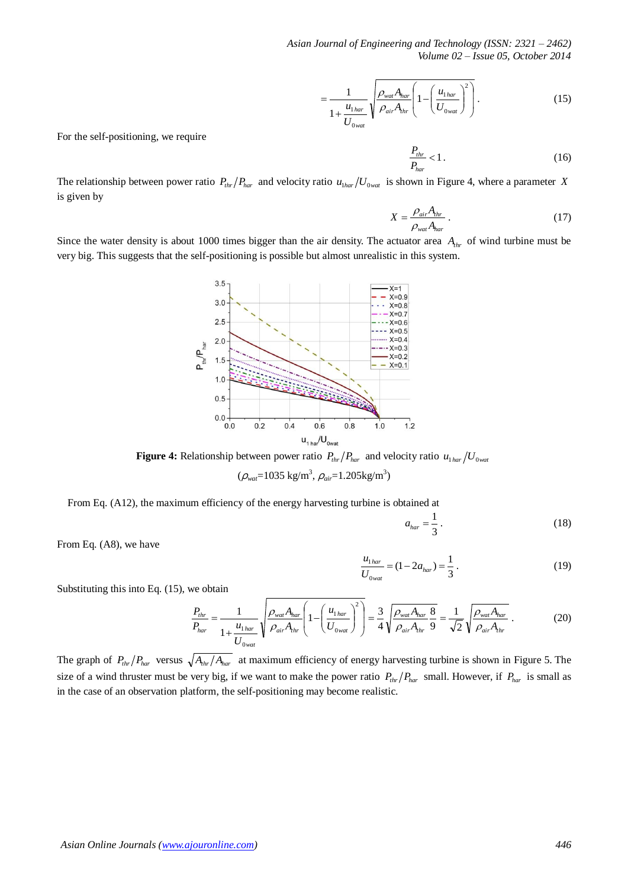$$= \frac{1}{1+\frac{u_{1har}}{U_{0wat}}}\sqrt{\frac{\rho_{wat}A_{har}}{\rho_{air}A_{thr}}\left(1-\left(\frac{u_{1har}}{U_{0wat}}\right)^2\right)}. \tag{15}$$

For the self-positioning, we require

$$\frac{P_{thr}}{P_{har}} < 1. \tag{16}$$

The relationship between power ratio $P_{thr}/P_{har}$ and velocity ratio $u_{1har}/U_{0wat}$ is shown in Figure 4, where a parameter $X$ is given by

$$X = \frac{\rho_{air}A_{thr}}{\rho_{wat}A_{har}}. \tag{17}$$

Since the water density is about 1000 times bigger than the air density. The actuator area $A_{thr}$ of wind turbine must be very big. This suggests that the self-positioning is possible but almost unrealistic in this system.

**Figure 4:** Relationship between power ratio $P_{thr}/P_{har}$ and velocity ratio $u_{1har}/U_{0wat}$

($\rho_{wat}$=1035 kg/m$^3$, $\rho_{air}$=1.205kg/m$^3$)

From Eq. (A12), the maximum efficiency of the energy harvesting turbine is obtained at

$$a_{har} = \frac{1}{3}. \tag{18}$$

From Eq. (A8), we have

$$\frac{u_{1har}}{U_{0wat}} = (1-2a_{har}) = \frac{1}{3}. \tag{19}$$

Substituting this into Eq. (15), we obtain

$$\frac{P_{thr}}{P_{har}} = \frac{1}{1+\frac{u_{1har}}{U_{0wat}}}\sqrt{\frac{\rho_{wat}A_{har}}{\rho_{air}A_{thr}}\left(1-\left(\frac{u_{1har}}{U_{0wat}}\right)^2\right)} = \frac{3}{4}\sqrt{\frac{\rho_{wat}A_{har}}{\rho_{air}A_{thr}}\frac{8}{9}} = \frac{1}{\sqrt{2}}\sqrt{\frac{\rho_{wat}A_{har}}{\rho_{air}A_{thr}}}. \tag{20}$$

The graph of $P_{thr}/P_{har}$ versus $\sqrt{A_{thr}/A_{har}}$ at maximum efficiency of energy harvesting turbine is shown in Figure 5. The size of a wind thruster must be very big, if we want to make the power ratio $P_{thr}/P_{har}$ small. However, if $P_{har}$ is small as in the case of an observation platform, the self-positioning may become realistic.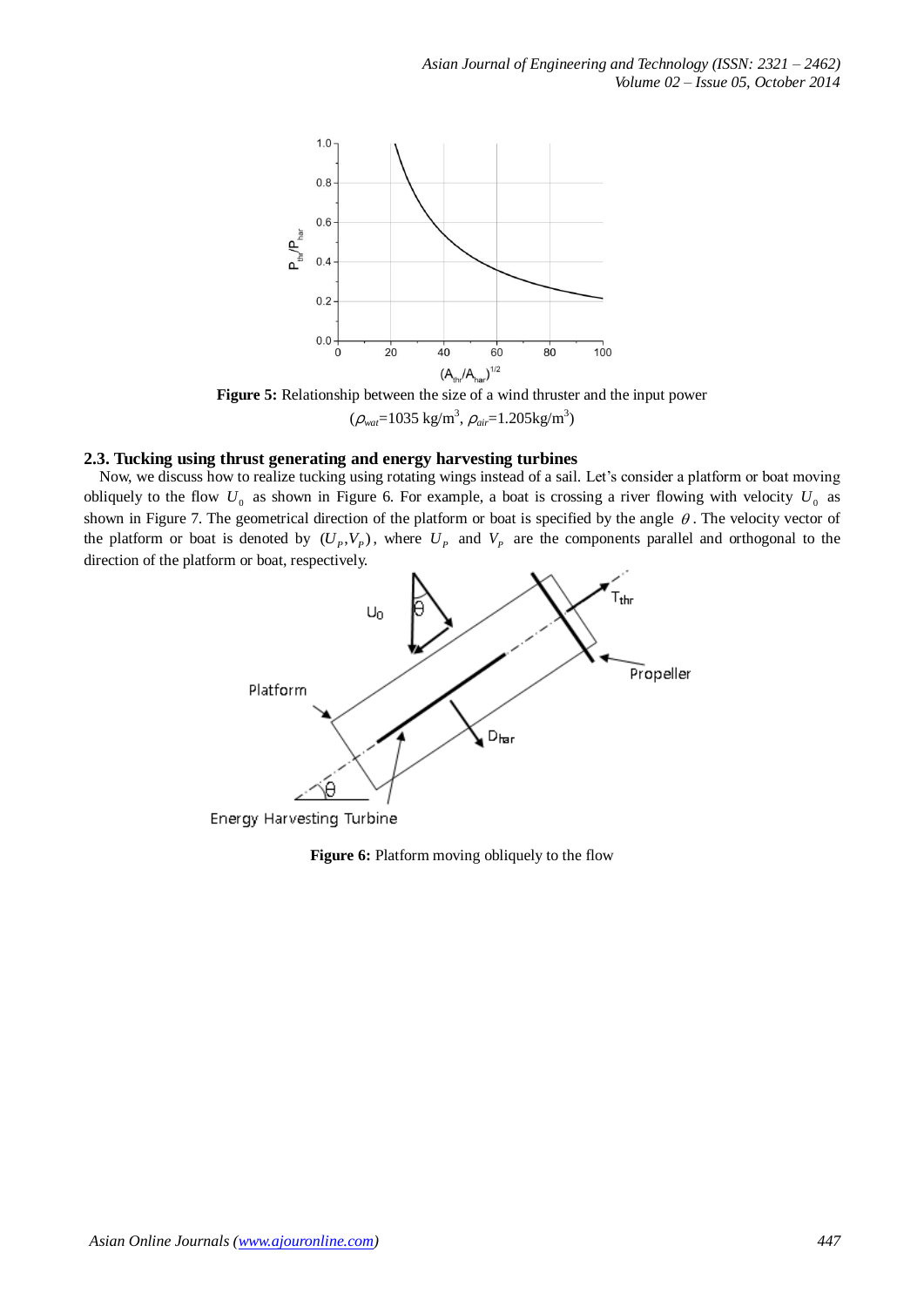**Figure 5:** Relationship between the size of a wind thruster and the input power ($\rho_{wat}$=1035 kg/m$^3$, $\rho_{air}$=1.205kg/m$^3$)

### 2.3. Tucking using thrust generating and energy harvesting turbines

Now, we discuss how to realize tucking using rotating wings instead of a sail. Let's consider a platform or boat moving obliquely to the flow $U_0$ as shown in Figure 6. For example, a boat is crossing a river flowing with velocity $U_0$ as shown in Figure 7. The geometrical direction of the platform or boat is specified by the angle $\theta$. The velocity vector of the platform or boat is denoted by $(U_P, V_P)$, where $U_P$ and $V_P$ are the components parallel and orthogonal to the direction of the platform or boat, respectively.

**Figure 6:** Platform moving obliquely to the flow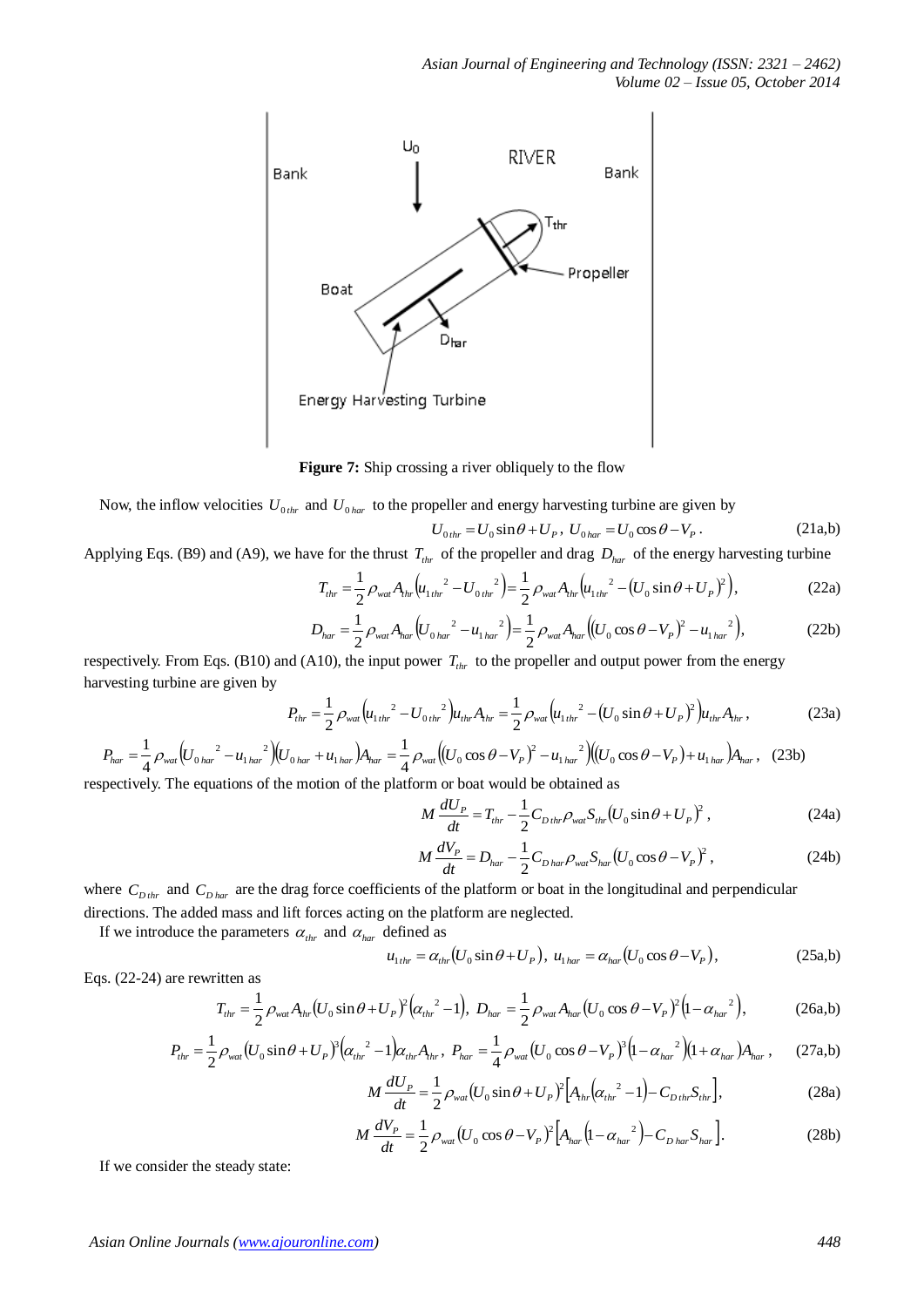Figure 7: Ship crossing a river obliquely to the flow

Now, the inflow velocities $U_{0thr}$ and $U_{0har}$ to the propeller and energy harvesting turbine are given by

$$U_{0thr} = U_0 \sin\theta + U_P,\ U_{0har} = U_0 \cos\theta - V_P. \tag{21a,b}$$

Applying Eqs. (B9) and (A9), we have for the thrust $T_{thr}$ of the propeller and drag $D_{har}$ of the energy harvesting turbine

$$T_{thr} = \frac{1}{2}\rho_{wat} A_{thr}\left(u_{1thr}^{\ 2} - U_{0thr}^{\ 2}\right) = \frac{1}{2}\rho_{wat} A_{thr}\left(u_{1thr}^{\ 2} - \left(U_0 \sin\theta + U_P\right)^2\right), \tag{22a}$$

$$D_{har} = \frac{1}{2}\rho_{wat} A_{har}\left(U_{0har}^{\ 2} - u_{1har}^{\ 2}\right) = \frac{1}{2}\rho_{wat} A_{har}\left(\left(U_0 \cos\theta - V_P\right)^2 - u_{1har}^{\ 2}\right), \tag{22b}$$

respectively. From Eqs. (B10) and (A10), the input power $T_{thr}$ to the propeller and output power from the energy harvesting turbine are given by

$$P_{thr} = \frac{1}{2}\rho_{wat}\left(u_{1thr}^{\ 2} - U_{0thr}^{\ 2}\right)u_{thr} A_{thr} = \frac{1}{2}\rho_{wat}\left(u_{1thr}^{\ 2} - \left(U_0 \sin\theta + U_P\right)^2\right)u_{thr} A_{thr}, \tag{23a}$$

$$P_{har} = \frac{1}{4}\rho_{wat}\left(U_{0har}^{\ 2} - u_{1har}^{\ 2}\right)\left(U_{0har} + u_{1har}\right)A_{har} = \frac{1}{4}\rho_{wat}\left(\left(U_0 \cos\theta - V_P\right)^2 - u_{1har}^{\ 2}\right)\left(\left(U_0 \cos\theta - V_P\right) + u_{1har}\right)A_{har}, \tag{23b}$$

respectively. The equations of the motion of the platform or boat would be obtained as

$$M\frac{dU_P}{dt} = T_{thr} - \frac{1}{2}C_{D\,thr}\rho_{wat} S_{thr}\left(U_0 \sin\theta + U_P\right)^2, \tag{24a}$$

$$M\frac{dV_P}{dt} = D_{har} - \frac{1}{2}C_{D\,har}\rho_{wat} S_{har}\left(U_0 \cos\theta - V_P\right)^2, \tag{24b}$$

where $C_{D\,thr}$ and $C_{D\,har}$ are the drag force coefficients of the platform or boat in the longitudinal and perpendicular directions. The added mass and lift forces acting on the platform are neglected.

If we introduce the parameters $\alpha_{thr}$ and $\alpha_{har}$ defined as

$$u_{1thr} = \alpha_{thr}\left(U_0 \sin\theta + U_P\right),\ u_{1har} = \alpha_{har}\left(U_0 \cos\theta - V_P\right), \tag{25a,b}$$

Eqs. (22-24) are rewritten as

$$T_{thr} = \frac{1}{2}\rho_{wat} A_{thr}\left(U_0 \sin\theta + U_P\right)^2\left(\alpha_{thr}^{\ 2} - 1\right),\ D_{har} = \frac{1}{2}\rho_{wat} A_{har}\left(U_0 \cos\theta - V_P\right)^2\left(1 - \alpha_{har}^{\ 2}\right), \tag{26a,b}$$

$$P_{thr} = \frac{1}{2}\rho_{wat}\left(U_0 \sin\theta + U_P\right)^3\left(\alpha_{thr}^{\ 2} - 1\right)\alpha_{thr} A_{thr},\ P_{har} = \frac{1}{4}\rho_{wat}\left(U_0 \cos\theta - V_P\right)^3\left(1 - \alpha_{har}^{\ 2}\right)\left(1 + \alpha_{har}\right)A_{har}, \tag{27a,b}$$

$$M\frac{dU_P}{dt} = \frac{1}{2}\rho_{wat}\left(U_0 \sin\theta + U_P\right)^2\left[A_{thr}\left(\alpha_{thr}^{\ 2} - 1\right) - C_{D\,thr} S_{thr}\right], \tag{28a}$$

$$M\frac{dV_P}{dt} = \frac{1}{2}\rho_{wat}\left(U_0 \cos\theta - V_P\right)^2\left[A_{har}\left(1 - \alpha_{har}^{\ 2}\right) - C_{D\,har} S_{har}\right]. \tag{28b}$$

If we consider the steady state: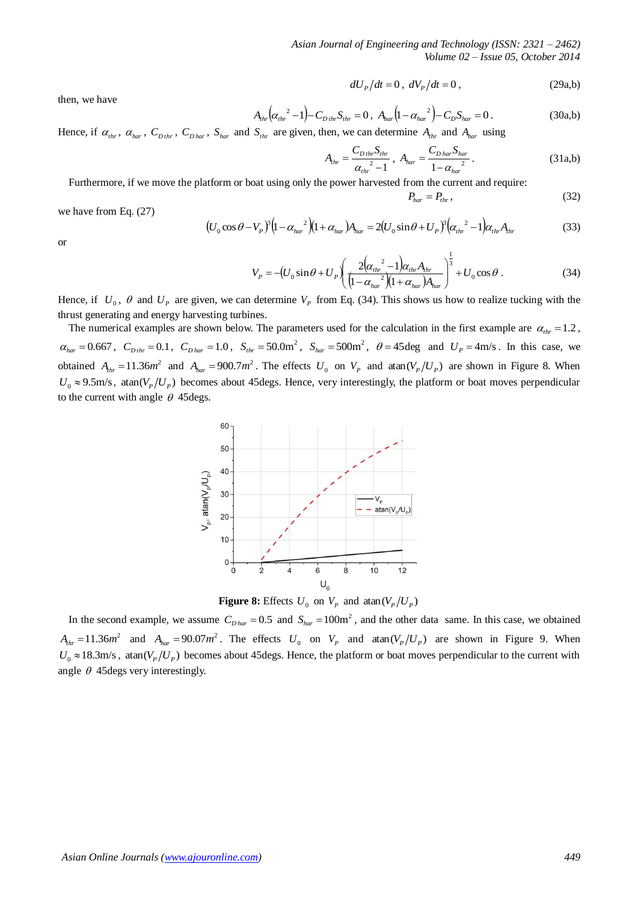$$dU_P/dt = 0\,,\ dV_P/dt = 0\,, \tag{29a,b}$$

then, we have

$$A_{thr}\left(\alpha_{thr}{}^{2}-1\right)-C_{D\,thr}S_{thr}=0\,,\ A_{har}\left(1-\alpha_{har}{}^{2}\right)-C_{D}S_{har}=0\,. \tag{30a,b}$$

Hence, if $\alpha_{thr}$, $\alpha_{har}$, $C_{D\,thr}$, $C_{D\,har}$, $S_{har}$ and $S_{thr}$ are given, then, we can determine $A_{thr}$ and $A_{har}$ using

$$A_{thr}=\frac{C_{D\,thr}S_{thr}}{\alpha_{thr}{}^{2}-1}\,,\ A_{har}=\frac{C_{D\,har}S_{har}}{1-\alpha_{har}{}^{2}}\,. \tag{31a,b}$$

Furthermore, if we move the platform or boat using only the power harvested from the current and require:

$$P_{har}=P_{thr}\,, \tag{32}$$

we have from Eq. (27)

$$\left(U_{0}\cos\theta-V_{P}\right)^{3}\left(1-\alpha_{har}{}^{2}\right)\left(1+\alpha_{har}\right)A_{har}=2\left(U_{0}\sin\theta+U_{P}\right)^{3}\left(\alpha_{thr}{}^{2}-1\right)\alpha_{thr}A_{thr} \tag{33}$$

or

$$V_{P}=-\left(U_{0}\sin\theta+U_{P}\right)\left(\frac{2\left(\alpha_{thr}{}^{2}-1\right)\alpha_{thr}A_{thr}}{\left(1-\alpha_{har}{}^{2}\right)\left(1+\alpha_{har}\right)A_{har}}\right)^{\frac{1}{3}}+U_{0}\cos\theta\,. \tag{34}$$

Hence, if $U_0$, $\theta$ and $U_P$ are given, we can determine $V_P$ from Eq. (34). This shows us how to realize tucking with the thrust generating and energy harvesting turbines.

The numerical examples are shown below. The parameters used for the calculation in the first example are $\alpha_{thr}=1.2$, $\alpha_{har}=0.667$, $C_{D\,thr}=0.1$, $C_{D\,har}=1.0$, $S_{thr}=50.0\text{m}^2$, $S_{har}=500\text{m}^2$, $\theta=45\text{deg}$ and $U_P=4\text{m/s}$. In this case, we obtained $A_{thr}=11.36m^2$ and $A_{har}=900.7m^2$. The effects $U_0$ on $V_P$ and $\text{atan}(V_P/U_P)$ are shown in Figure 8. When $U_0\approx 9.5\text{m/s}$, $\text{atan}(V_P/U_P)$ becomes about 45degs. Hence, very interestingly, the platform or boat moves perpendicular to the current with angle $\theta$ 45degs.

**Figure 8:** Effects $U_0$ on $V_P$ and $\text{atan}(V_P/U_P)$

In the second example, we assume $C_{D\,har}=0.5$ and $S_{har}=100\text{m}^2$, and the other data same. In this case, we obtained $A_{thr}=11.36m^2$ and $A_{har}=90.07m^2$. The effects $U_0$ on $V_P$ and $\text{atan}(V_P/U_P)$ are shown in Figure 9. When $U_0\approx 18.3\text{m/s}$, $\text{atan}(V_P/U_P)$ becomes about 45degs. Hence, the platform or boat moves perpendicular to the current with angle $\theta$ 45degs very interestingly.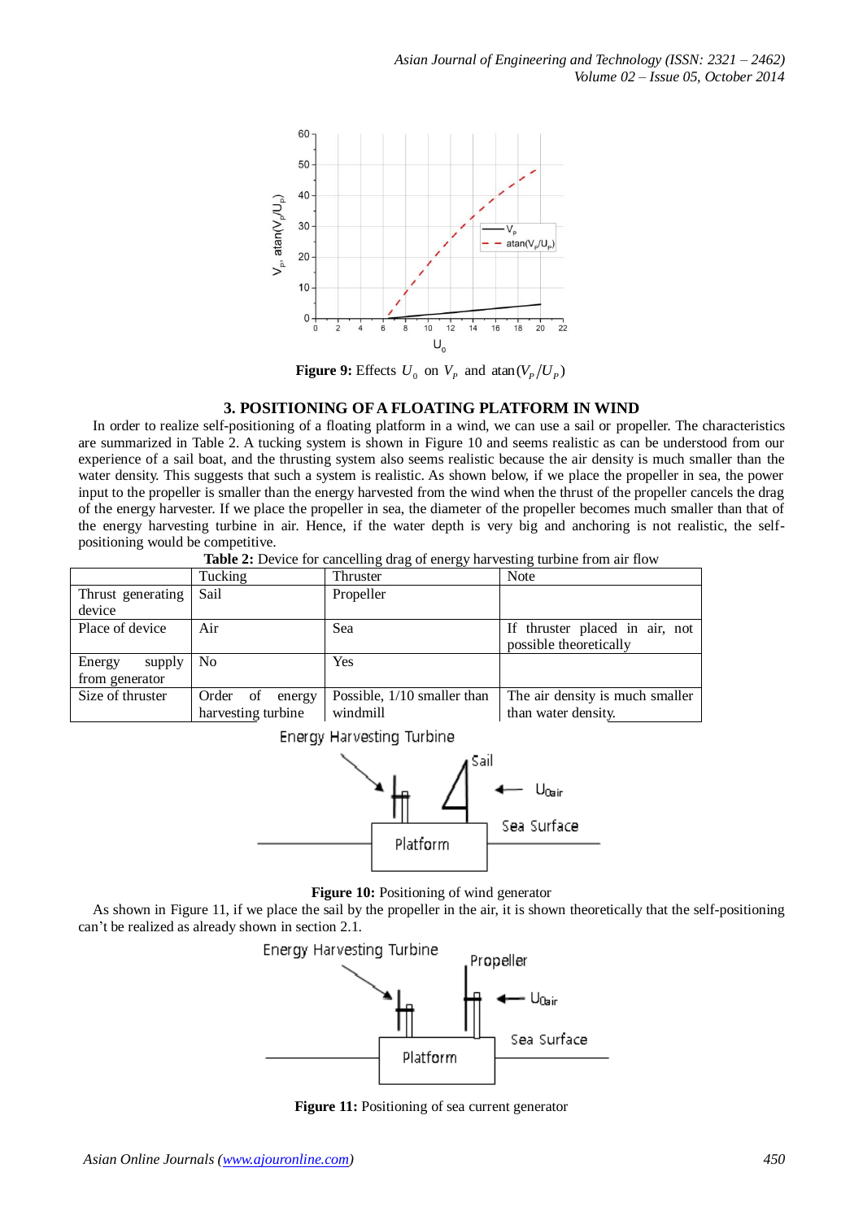**Figure 9:** Effects $U_0$ on $V_P$ and $\text{atan}(V_P/U_P)$

## 3. POSITIONING OF A FLOATING PLATFORM IN WIND

In order to realize self-positioning of a floating platform in a wind, we can use a sail or propeller. The characteristics are summarized in Table 2. A tucking system is shown in Figure 10 and seems realistic as can be understood from our experience of a sail boat, and the thrusting system also seems realistic because the air density is much smaller than the water density. This suggests that such a system is realistic. As shown below, if we place the propeller in sea, the power input to the propeller is smaller than the energy harvested from the wind when the thrust of the propeller cancels the drag of the energy harvester. If we place the propeller in sea, the diameter of the propeller becomes much smaller than that of the energy harvesting turbine in air. Hence, if the water depth is very big and anchoring is not realistic, the self-positioning would be competitive.

**Table 2:** Device for cancelling drag of energy harvesting turbine from air flow

| | Tucking | Thruster | Note |
|---|---|---|---|
| Thrust generating device | Sail | Propeller | |
| Place of device | Air | Sea | If thruster placed in air, not possible theoretically |
| Energy supply from generator | No | Yes | |
| Size of thruster | Order of energy harvesting turbine | Possible, 1/10 smaller than windmill | The air density is much smaller than water density. |

**Figure 10:** Positioning of wind generator

As shown in Figure 11, if we place the sail by the propeller in the air, it is shown theoretically that the self-positioning can't be realized as already shown in section 2.1.

**Figure 11:** Positioning of sea current generator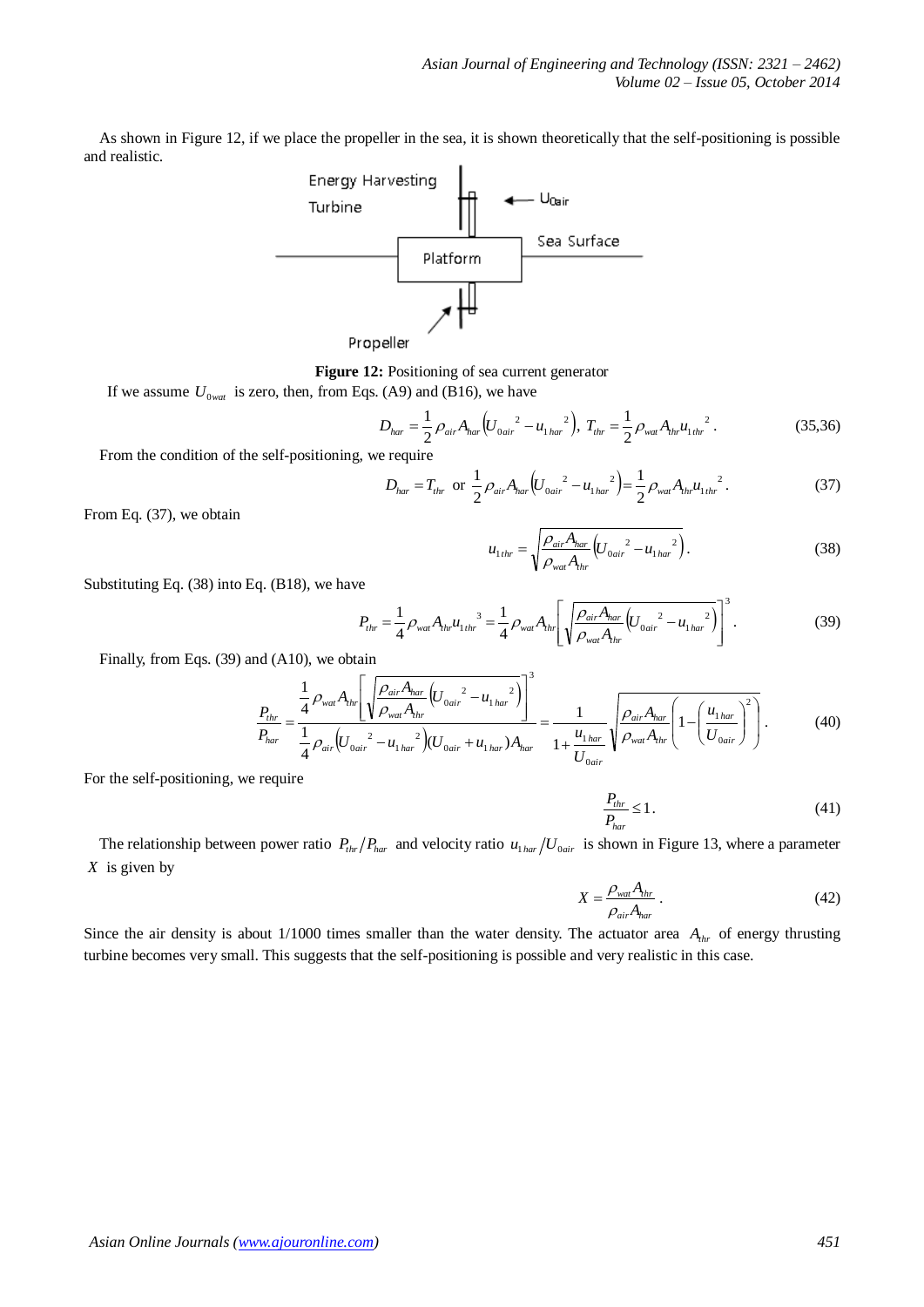As shown in Figure 12, if we place the propeller in the sea, it is shown theoretically that the self-positioning is possible and realistic.

**Figure 12:** Positioning of sea current generator

If we assume $U_{0wat}$ is zero, then, from Eqs. (A9) and (B16), we have

$$D_{har} = \frac{1}{2}\rho_{air}A_{har}\left(U_{0air}{}^2 - u_{1har}{}^2\right),\ T_{thr} = \frac{1}{2}\rho_{wat}A_{thr}u_{1thr}{}^2. \tag{35,36}$$

From the condition of the self-positioning, we require

$$D_{har} = T_{thr} \text{ or } \frac{1}{2}\rho_{air}A_{har}\left(U_{0air}{}^2 - u_{1har}{}^2\right) = \frac{1}{2}\rho_{wat}A_{thr}u_{1thr}{}^2. \tag{37}$$

From Eq. (37), we obtain

$$u_{1thr} = \sqrt{\frac{\rho_{air}A_{har}}{\rho_{wat}A_{thr}}\left(U_{0air}{}^2 - u_{1har}{}^2\right)}. \tag{38}$$

Substituting Eq. (38) into Eq. (B18), we have

$$P_{thr} = \frac{1}{4}\rho_{wat}A_{thr}u_{1thr}{}^3 = \frac{1}{4}\rho_{wat}A_{thr}\left[\sqrt{\frac{\rho_{air}A_{har}}{\rho_{wat}A_{thr}}\left(U_{0air}{}^2 - u_{1har}{}^2\right)}\right]^3. \tag{39}$$

Finally, from Eqs. (39) and (A10), we obtain

$$\frac{P_{thr}}{P_{har}} = \frac{\frac{1}{4}\rho_{wat}A_{thr}\left[\sqrt{\frac{\rho_{air}A_{har}}{\rho_{wat}A_{thr}}\left(U_{0air}{}^2 - u_{1har}{}^2\right)}\right]^3}{\frac{1}{4}\rho_{air}\left(U_{0air}{}^2 - u_{1har}{}^2\right)\left(U_{0air} + u_{1har}\right)A_{har}} = \frac{1}{1 + \frac{u_{1har}}{U_{0air}}}\sqrt{\frac{\rho_{air}A_{har}}{\rho_{wat}A_{thr}}\left(1 - \left(\frac{u_{1har}}{U_{0air}}\right)^2\right)}. \tag{40}$$

For the self-positioning, we require

$$\frac{P_{thr}}{P_{har}} \le 1. \tag{41}$$

The relationship between power ratio $P_{thr}/P_{har}$ and velocity ratio $u_{1har}/U_{0air}$ is shown in Figure 13, where a parameter $X$ is given by

$$X = \frac{\rho_{wat}A_{thr}}{\rho_{air}A_{har}}. \tag{42}$$

Since the air density is about 1/1000 times smaller than the water density. The actuator area $A_{thr}$ of energy thrusting turbine becomes very small. This suggests that the self-positioning is possible and very realistic in this case.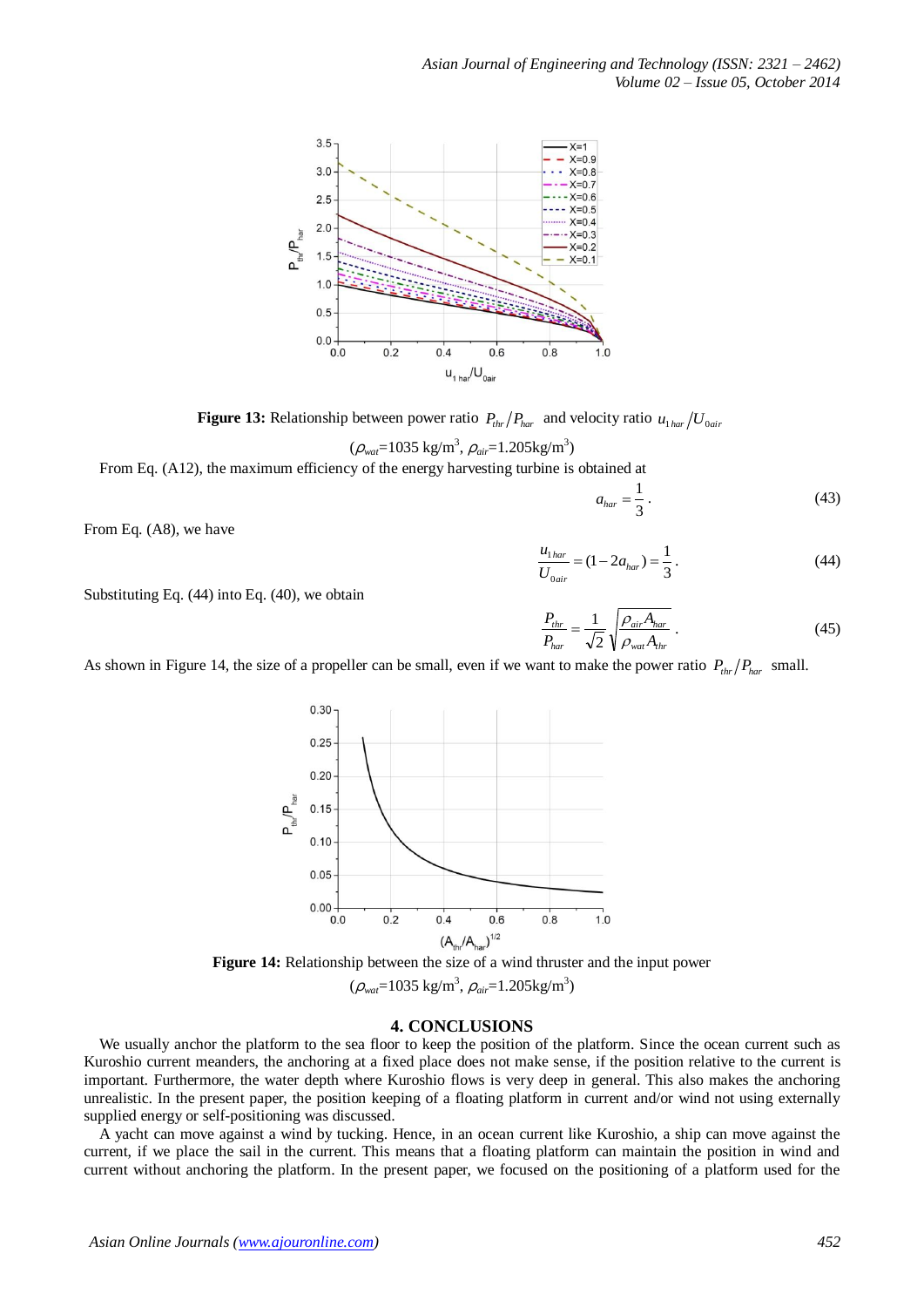**Figure 13:** Relationship between power ratio $P_{thr}/P_{har}$ and velocity ratio $u_{1har}/U_{0air}$

($\rho_{wat}$=1035 kg/m$^3$, $\rho_{air}$=1.205kg/m$^3$)

From Eq. (A12), the maximum efficiency of the energy harvesting turbine is obtained at

$$a_{har} = \frac{1}{3}. \tag{43}$$

From Eq. (A8), we have

$$\frac{u_{1har}}{U_{0air}} = (1 - 2a_{har}) = \frac{1}{3}. \tag{44}$$

Substituting Eq. (44) into Eq. (40), we obtain

$$\frac{P_{thr}}{P_{har}} = \frac{1}{\sqrt{2}}\sqrt{\frac{\rho_{air}A_{har}}{\rho_{wat}A_{thr}}}. \tag{45}$$

As shown in Figure 14, the size of a propeller can be small, even if we want to make the power ratio $P_{thr}/P_{har}$ small.

**Figure 14:** Relationship between the size of a wind thruster and the input power

($\rho_{wat}$=1035 kg/m$^3$, $\rho_{air}$=1.205kg/m$^3$)

## 4. CONCLUSIONS

We usually anchor the platform to the sea floor to keep the position of the platform. Since the ocean current such as Kuroshio current meanders, the anchoring at a fixed place does not make sense, if the position relative to the current is important. Furthermore, the water depth where Kuroshio flows is very deep in general. This also makes the anchoring unrealistic. In the present paper, the position keeping of a floating platform in current and/or wind not using externally supplied energy or self-positioning was discussed.

A yacht can move against a wind by tucking. Hence, in an ocean current like Kuroshio, a ship can move against the current, if we place the sail in the current. This means that a floating platform can maintain the position in wind and current without anchoring the platform. In the present paper, we focused on the positioning of a platform used for the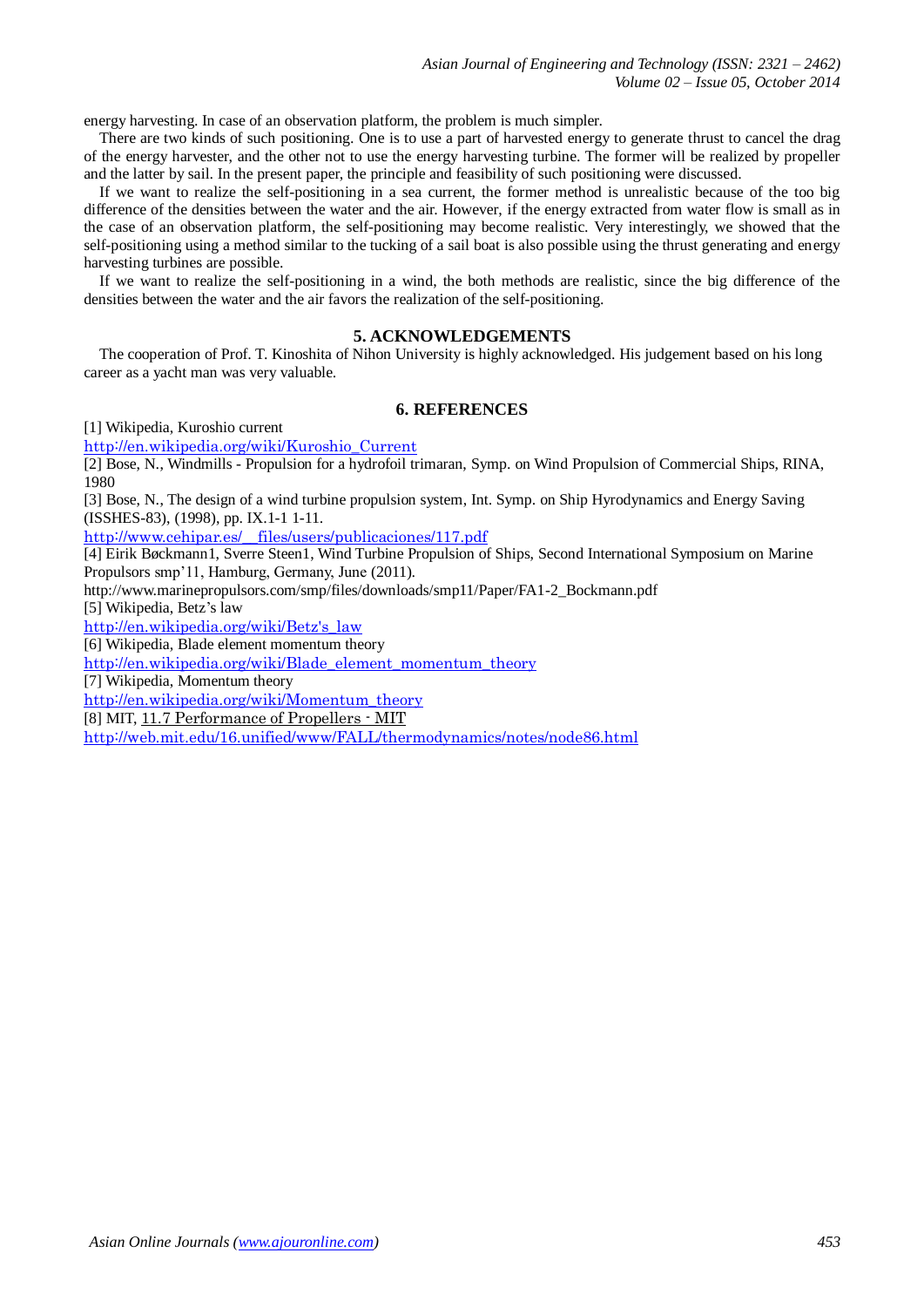energy harvesting. In case of an observation platform, the problem is much simpler.

There are two kinds of such positioning. One is to use a part of harvested energy to generate thrust to cancel the drag of the energy harvester, and the other not to use the energy harvesting turbine. The former will be realized by propeller and the latter by sail. In the present paper, the principle and feasibility of such positioning were discussed.

If we want to realize the self-positioning in a sea current, the former method is unrealistic because of the too big difference of the densities between the water and the air. However, if the energy extracted from water flow is small as in the case of an observation platform, the self-positioning may become realistic. Very interestingly, we showed that the self-positioning using a method similar to the tucking of a sail boat is also possible using the thrust generating and energy harvesting turbines are possible.

If we want to realize the self-positioning in a wind, the both methods are realistic, since the big difference of the densities between the water and the air favors the realization of the self-positioning.

## 5. ACKNOWLEDGEMENTS

The cooperation of Prof. T. Kinoshita of Nihon University is highly acknowledged. His judgement based on his long career as a yacht man was very valuable.

## 6. REFERENCES

[1] Wikipedia, Kuroshio current
http://en.wikipedia.org/wiki/Kuroshio_Current

[2] Bose, N., Windmills - Propulsion for a hydrofoil trimaran, Symp. on Wind Propulsion of Commercial Ships, RINA, 1980

[3] Bose, N., The design of a wind turbine propulsion system, Int. Symp. on Ship Hyrodynamics and Energy Saving (ISSHES-83), (1998), pp. IX.1-1 1-11.
http://www.cehipar.es/__files/users/publicaciones/117.pdf

[4] Eirik Bøckmann1, Sverre Steen1, Wind Turbine Propulsion of Ships, Second International Symposium on Marine Propulsors smp'11, Hamburg, Germany, June (2011).
http://www.marinepropulsors.com/smp/files/downloads/smp11/Paper/FA1-2_Bockmann.pdf

[5] Wikipedia, Betz's law
http://en.wikipedia.org/wiki/Betz's_law

[6] Wikipedia, Blade element momentum theory
http://en.wikipedia.org/wiki/Blade_element_momentum_theory

[7] Wikipedia, Momentum theory
http://en.wikipedia.org/wiki/Momentum_theory

[8] MIT, 11.7 Performance of Propellers - MIT
http://web.mit.edu/16.unified/www/FALL/thermodynamics/notes/node86.html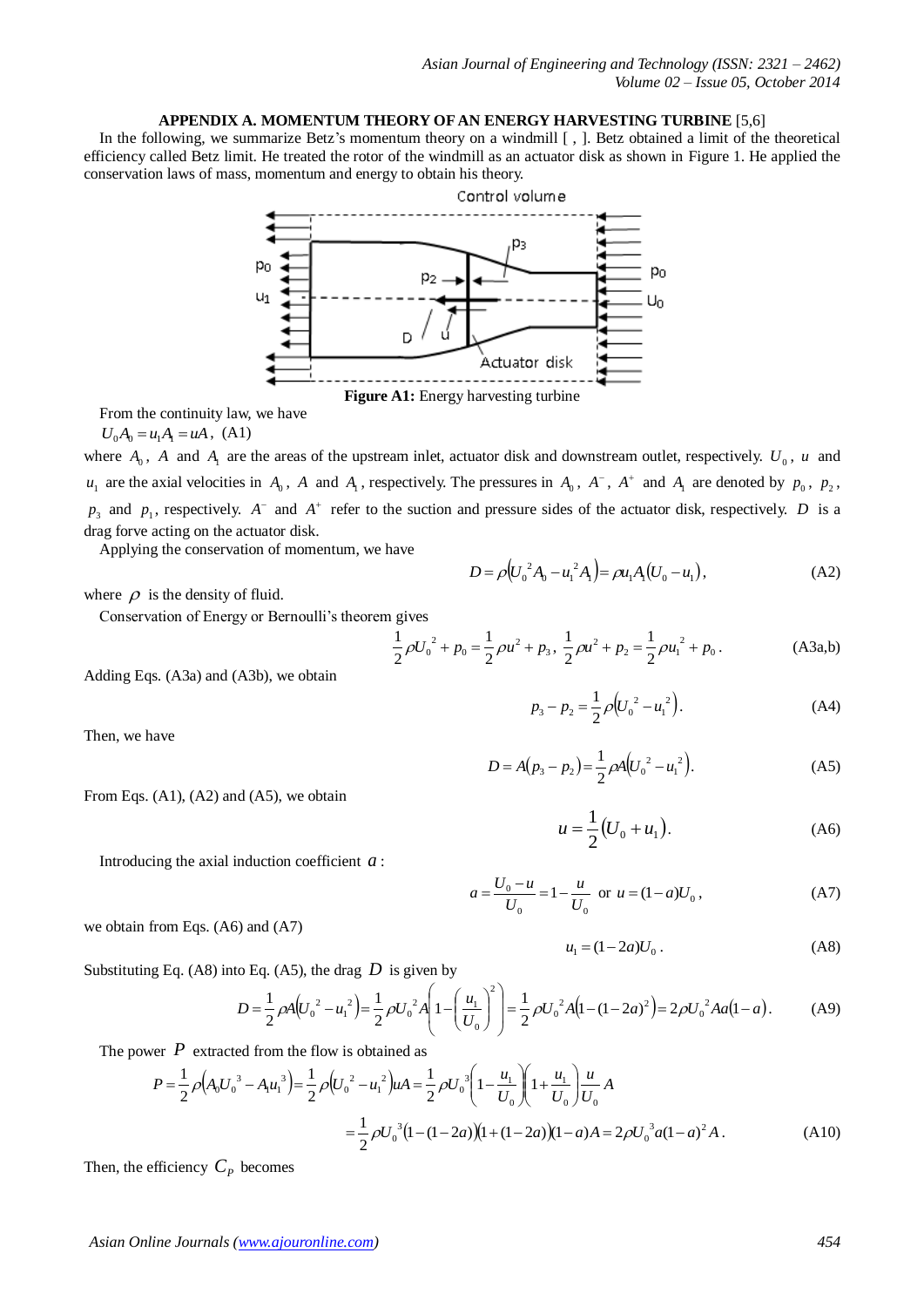## APPENDIX A. MOMENTUM THEORY OF AN ENERGY HARVESTING TURBINE [5,6]

In the following, we summarize Betz's momentum theory on a windmill [ , ]. Betz obtained a limit of the theoretical efficiency called Betz limit. He treated the rotor of the windmill as an actuator disk as shown in Figure 1. He applied the conservation laws of mass, momentum and energy to obtain his theory.

**Figure A1:** Energy harvesting turbine

From the continuity law, we have

$U_0 A_0 = u_1 A_1 = uA$, (A1)

where $A_0$, $A$ and $A_1$ are the areas of the upstream inlet, actuator disk and downstream outlet, respectively. $U_0$, $u$ and $u_1$ are the axial velocities in $A_0$, $A$ and $A_1$, respectively. The pressures in $A_0$, $A^-$, $A^+$ and $A_1$ are denoted by $p_0$, $p_2$, $p_3$ and $p_1$, respectively. $A^-$ and $A^+$ refer to the suction and pressure sides of the actuator disk, respectively. $D$ is a drag forve acting on the actuator disk.

Applying the conservation of momentum, we have

$$D = \rho\left(U_0^2 A_0 - u_1^2 A_1\right) = \rho u_1 A_1 \left(U_0 - u_1\right), \tag{A2}$$

where $\rho$ is the density of fluid.

Conservation of Energy or Bernoulli's theorem gives

$$\frac{1}{2}\rho U_0^2 + p_0 = \frac{1}{2}\rho u^2 + p_3,\ \frac{1}{2}\rho u^2 + p_2 = \frac{1}{2}\rho u_1^2 + p_0 . \tag{A3a,b}$$

Adding Eqs. (A3a) and (A3b), we obtain

$$p_3 - p_2 = \frac{1}{2}\rho\left(U_0^2 - u_1^2\right). \tag{A4}$$

Then, we have

$$D = A\left(p_3 - p_2\right) = \frac{1}{2}\rho A\left(U_0^2 - u_1^2\right). \tag{A5}$$

From Eqs. (A1), (A2) and (A5), we obtain

$$u = \frac{1}{2}\left(U_0 + u_1\right). \tag{A6}$$

Introducing the axial induction coefficient $a$:

$$a = \frac{U_0 - u}{U_0} = 1 - \frac{u}{U_0} \text{ or } u = (1-a)U_0 , \tag{A7}$$

we obtain from Eqs. (A6) and (A7)

$$u_1 = (1-2a)U_0 . \tag{A8}$$

Substituting Eq. (A8) into Eq. (A5), the drag $D$ is given by

$$D = \frac{1}{2}\rho A\left(U_0^2 - u_1^2\right) = \frac{1}{2}\rho U_0^2 A\left(1 - \left(\frac{u_1}{U_0}\right)^2\right) = \frac{1}{2}\rho U_0^2 A\left(1-(1-2a)^2\right) = 2\rho U_0^2 Aa(1-a). \tag{A9}$$

The power $P$ extracted from the flow is obtained as

$$P = \frac{1}{2}\rho\left(A_0 U_0^3 - A_1 u_1^3\right) = \frac{1}{2}\rho\left(U_0^2 - u_1^2\right)uA = \frac{1}{2}\rho U_0^3\left(1 - \frac{u_1}{U_0}\right)\left(1 + \frac{u_1}{U_0}\right)\frac{u}{U_0}A$$

$$= \frac{1}{2}\rho U_0^3\left(1-(1-2a)\right)\left(1+(1-2a)\right)(1-a)A = 2\rho U_0^3 a(1-a)^2 A . \tag{A10}$$

Then, the efficiency $C_P$ becomes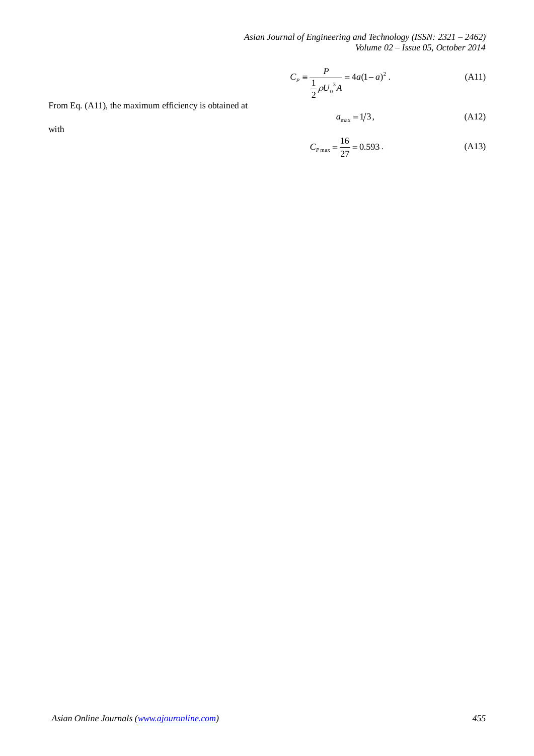$$C_P \equiv \frac{P}{\frac{1}{2}\rho U_0^{\,3} A} = 4a(1-a)^2 \,. \tag{A11}$$

From Eq. (A11), the maximum efficiency is obtained at

$$a_{\max} = 1/3 \,, \tag{A12}$$

with

$$C_{P\max} = \frac{16}{27} = 0.593 \,. \tag{A13}$$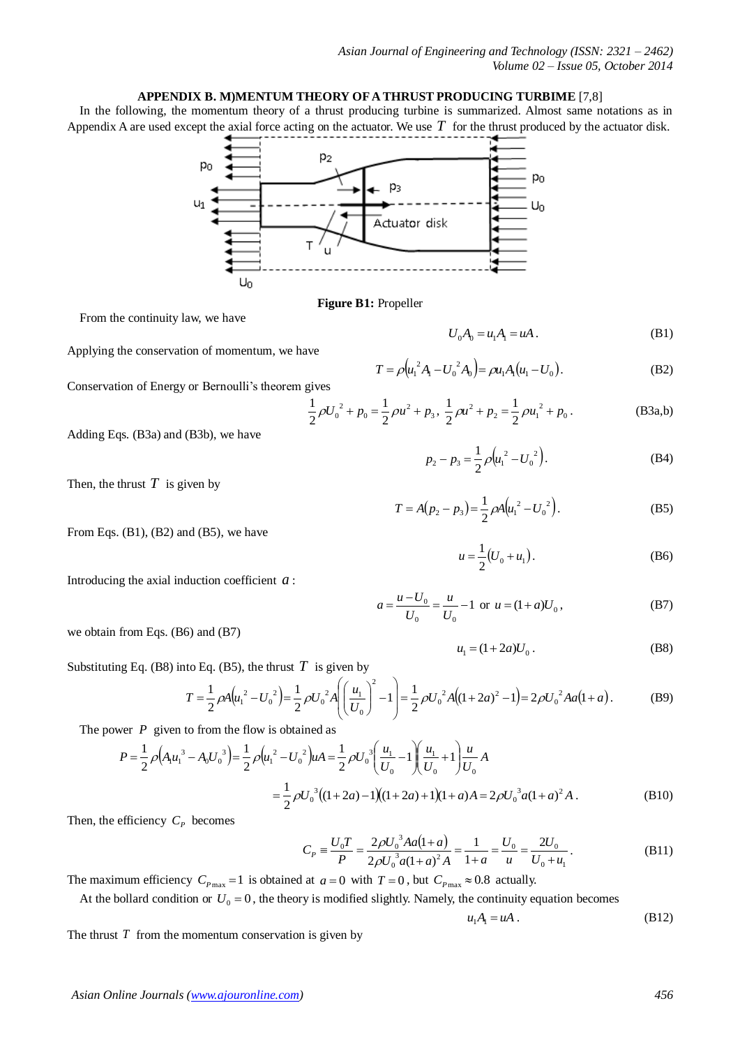## APPENDIX B. M)MENTUM THEORY OF A THRUST PRODUCING TURBIME [7,8]

In the following, the momentum theory of a thrust producing turbine is summarized. Almost same notations as in Appendix A are used except the axial force acting on the actuator. We use $T$ for the thrust produced by the actuator disk.

**Figure B1:** Propeller

From the continuity law, we have

$$U_0 A_0 = u_1 A_1 = uA. \tag{B1}$$

Applying the conservation of momentum, we have

$$T = \rho\left(u_1^2 A_1 - U_0^2 A_0\right) = \rho u_1 A_1 (u_1 - U_0). \tag{B2}$$

Conservation of Energy or Bernoulli's theorem gives

$$\frac{1}{2}\rho U_0^2 + p_0 = \frac{1}{2}\rho u^2 + p_3, \ \frac{1}{2}\rho u^2 + p_2 = \frac{1}{2}\rho u_1^2 + p_0. \tag{B3a,b}$$

Adding Eqs. (B3a) and (B3b), we have

$$p_2 - p_3 = \frac{1}{2}\rho\left(u_1^2 - U_0^2\right). \tag{B4}$$

Then, the thrust $T$ is given by

$$T = A(p_2 - p_3) = \frac{1}{2}\rho A\left(u_1^2 - U_0^2\right). \tag{B5}$$

From Eqs. (B1), (B2) and (B5), we have

$$u = \frac{1}{2}(U_0 + u_1). \tag{B6}$$

Introducing the axial induction coefficient $a$:

$$a = \frac{u - U_0}{U_0} = \frac{u}{U_0} - 1 \ \text{or} \ u = (1+a)U_0, \tag{B7}$$

we obtain from Eqs. (B6) and (B7)

$$u_1 = (1+2a)U_0. \tag{B8}$$

Substituting Eq. (B8) into Eq. (B5), the thrust $T$ is given by

$$T = \frac{1}{2}\rho A\left(u_1^2 - U_0^2\right) = \frac{1}{2}\rho U_0^2 A\left(\left(\frac{u_1}{U_0}\right)^2 - 1\right) = \frac{1}{2}\rho U_0^2 A\left((1+2a)^2 - 1\right) = 2\rho U_0^2 Aa(1+a). \tag{B9}$$

The power $P$ given to from the flow is obtained as

$$P = \frac{1}{2}\rho\left(A_1 u_1^3 - A_0 U_0^3\right) = \frac{1}{2}\rho\left(u_1^2 - U_0^2\right)uA = \frac{1}{2}\rho U_0^3\left(\frac{u_1}{U_0} - 1\right)\left(\frac{u_1}{U_0} + 1\right)\frac{u}{U_0}A$$

$$= \frac{1}{2}\rho U_0^3\left((1+2a) - 1\right)\left((1+2a) + 1\right)(1+a)A = 2\rho U_0^3 a(1+a)^2 A. \tag{B10}$$

Then, the efficiency $C_P$ becomes

$$C_P \equiv \frac{U_0 T}{P} = \frac{2\rho U_0^3 Aa(1+a)}{2\rho U_0^3 a(1+a)^2 A} = \frac{1}{1+a} = \frac{U_0}{u} = \frac{2U_0}{U_0 + u_1}. \tag{B11}$$

The maximum efficiency $C_{P\max} = 1$ is obtained at $a = 0$ with $T = 0$, but $C_{P\max} \approx 0.8$ actually.

At the bollard condition or $U_0 = 0$, the theory is modified slightly. Namely, the continuity equation becomes

$$u_1 A_1 = uA. \tag{B12}$$

The thrust $T$ from the momentum conservation is given by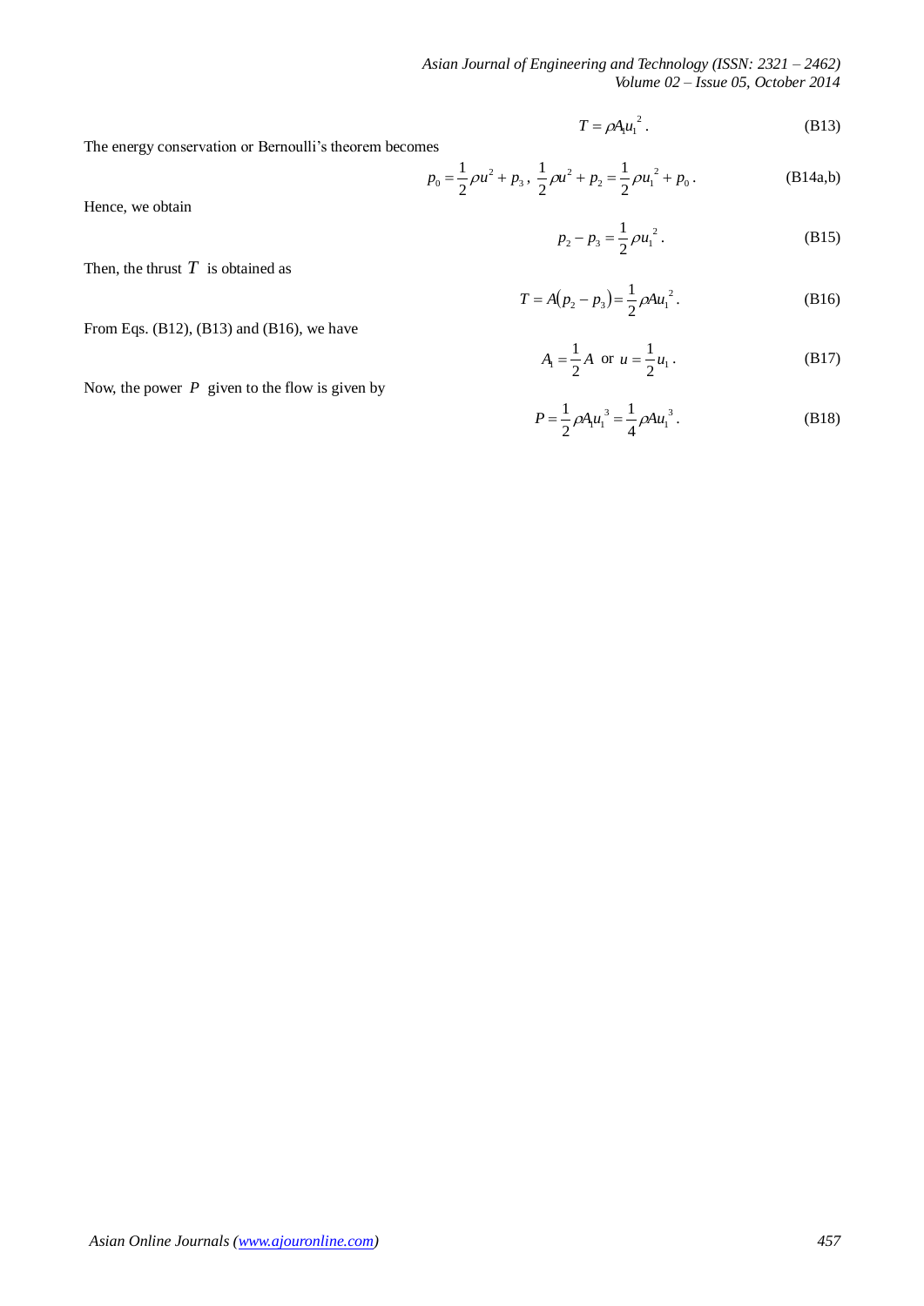$$T = \rho A_1 u_1^{\,2} . \tag{B13}$$

The energy conservation or Bernoulli's theorem becomes

$$p_0 = \frac{1}{2}\rho u^2 + p_3 ,\ \frac{1}{2}\rho u^2 + p_2 = \frac{1}{2}\rho u_1^{\,2} + p_0 . \tag{B14a,b}$$

Hence, we obtain

$$p_2 - p_3 = \frac{1}{2}\rho u_1^{\,2} . \tag{B15}$$

Then, the thrust $T$ is obtained as

$$T = A\left(p_2 - p_3\right) = \frac{1}{2}\rho A u_1^{\,2} . \tag{B16}$$

From Eqs. (B12), (B13) and (B16), we have

$$A_1 = \frac{1}{2}A \ \text{ or } \ u = \frac{1}{2}u_1 . \tag{B17}$$

Now, the power $P$ given to the flow is given by

$$P = \frac{1}{2}\rho A_1 u_1^{\,3} = \frac{1}{4}\rho A u_1^{\,3} . \tag{B18}$$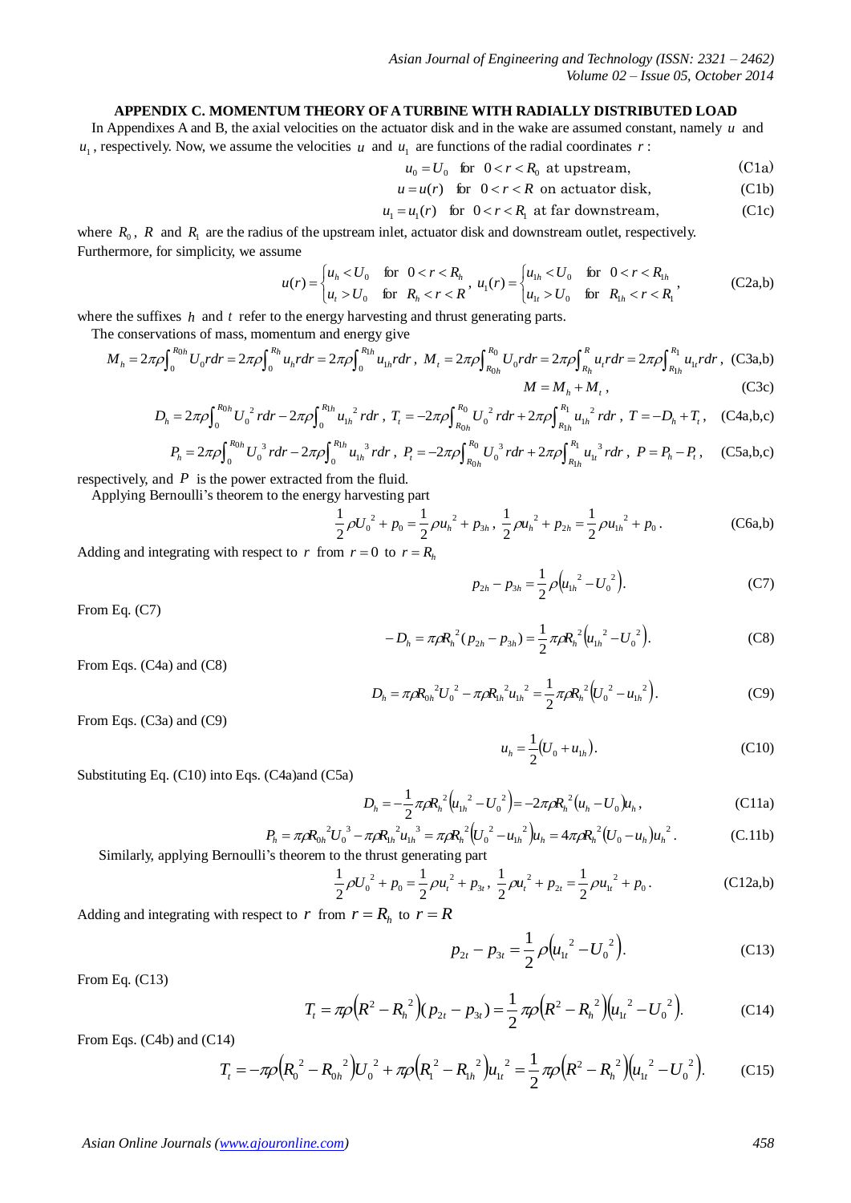## APPENDIX C. MOMENTUM THEORY OF A TURBINE WITH RADIALLY DISTRIBUTED LOAD

In Appendixes A and B, the axial velocities on the actuator disk and in the wake are assumed constant, namely $u$ and $u_1$, respectively. Now, we assume the velocities $u$ and $u_1$ are functions of the radial coordinates $r$:

$$u_0 = U_0 \quad \text{for} \quad 0 < r < R_0 \text{ at upstream,} \tag{C1a}$$

$$u = u(r) \quad \text{for} \quad 0 < r < R \text{ on actuator disk,} \tag{C1b}$$

$$u_1 = u_1(r) \quad \text{for} \quad 0 < r < R_1 \text{ at far downstream,} \tag{C1c}$$

where $R_0$, $R$ and $R_1$ are the radius of the upstream inlet, actuator disk and downstream outlet, respectively. Furthermore, for simplicity, we assume

$$u(r) = \begin{cases} u_h < U_0 & \text{for} \quad 0 < r < R_h \\ u_t > U_0 & \text{for} \quad R_h < r < R \end{cases}, \; u_1(r) = \begin{cases} u_{1h} < U_0 & \text{for} \quad 0 < r < R_{1h} \\ u_{1t} > U_0 & \text{for} \quad R_{1h} < r < R_1 \end{cases}, \tag{C2a,b}$$

where the suffixes $h$ and $t$ refer to the energy harvesting and thrust generating parts.

The conservations of mass, momentum and energy give

$$M_h = 2\pi\rho\int_0^{R_{0h}} U_0 r dr = 2\pi\rho\int_0^{R_h} u_h r dr = 2\pi\rho\int_0^{R_{1h}} u_{1h} r dr, \; M_t = 2\pi\rho\int_{R_{0h}}^{R_0} U_0 r dr = 2\pi\rho\int_{R_h}^{R} u_t r dr = 2\pi\rho\int_{R_{1h}}^{R_1} u_{1t} r dr, \tag{C3a,b}$$

$$M = M_h + M_t, \tag{C3c}$$

$$D_h = 2\pi\rho\int_0^{R_{0h}} U_0^{\,2} r dr - 2\pi\rho\int_0^{R_{1h}} u_{1h}^{\,2} r dr, \; T_t = -2\pi\rho\int_{R_{0h}}^{R_0} U_0^{\,2} r dr + 2\pi\rho\int_{R_{1h}}^{R_1} u_{1h}^{\,2} r dr, \; T = -D_h + T_t, \tag{C4a,b,c}$$

$$P_h = 2\pi\rho\int_0^{R_{0h}} U_0^{\,3} r dr - 2\pi\rho\int_0^{R_{1h}} u_{1h}^{\,3} r dr, \; P_t = -2\pi\rho\int_{R_{0h}}^{R_0} U_0^{\,3} r dr + 2\pi\rho\int_{R_{1h}}^{R_1} u_{1t}^{\,3} r dr, \; P = P_h - P_t, \tag{C5a,b,c}$$

respectively, and $P$ is the power extracted from the fluid.

Applying Bernoulli's theorem to the energy harvesting part

$$\frac{1}{2}\rho U_0^{\,2} + p_0 = \frac{1}{2}\rho u_h^{\,2} + p_{3h}, \; \frac{1}{2}\rho u_h^{\,2} + p_{2h} = \frac{1}{2}\rho u_{1h}^{\,2} + p_0. \tag{C6a,b}$$

Adding and integrating with respect to $r$ from $r = 0$ to $r = R_h$

$$p_{2h} - p_{3h} = \frac{1}{2}\rho\left(u_{1h}^{\,2} - U_0^{\,2}\right). \tag{C7}$$

From Eq. (C7)

$$-D_h = \pi\rho R_h^{\,2}(p_{2h} - p_{3h}) = \frac{1}{2}\pi\rho R_h^{\,2}\left(u_{1h}^{\,2} - U_0^{\,2}\right). \tag{C8}$$

From Eqs. (C4a) and (C8)

$$D_h = \pi\rho R_{0h}^{\,2} U_0^{\,2} - \pi\rho R_{1h}^{\,2} u_{1h}^{\,2} = \frac{1}{2}\pi\rho R_h^{\,2}\left(U_0^{\,2} - u_{1h}^{\,2}\right). \tag{C9}$$

From Eqs. (C3a) and (C9)

$$u_h = \frac{1}{2}\left(U_0 + u_{1h}\right). \tag{C10}$$

Substituting Eq. (C10) into Eqs. (C4a)and (C5a)

$$D_h = -\frac{1}{2}\pi\rho R_h^{\,2}\left(u_{1h}^{\,2} - U_0^{\,2}\right) = -2\pi\rho R_h^{\,2}\left(u_h - U_0\right)u_h, \tag{C11a}$$

$$P_h = \pi\rho R_{0h}^{\,2} U_0^{\,3} - \pi\rho R_{1h}^{\,2} u_{1h}^{\,3} = \pi\rho R_h^{\,2}\left(U_0^{\,2} - u_{1h}^{\,2}\right)u_h = 4\pi\rho R_h^{\,2}\left(U_0 - u_h\right)u_h^{\,2}. \tag{C.11b}$$

Similarly, applying Bernoulli's theorem to the thrust generating part

$$\frac{1}{2}\rho U_0^{\,2} + p_0 = \frac{1}{2}\rho u_t^{\,2} + p_{3t}, \; \frac{1}{2}\rho u_t^{\,2} + p_{2t} = \frac{1}{2}\rho u_{1t}^{\,2} + p_0. \tag{C12a,b}$$

Adding and integrating with respect to $r$ from $r = R_h$ to $r = R$

$$p_{2t} - p_{3t} = \frac{1}{2}\rho\left(u_{1t}^{\,2} - U_0^{\,2}\right). \tag{C13}$$

From Eq. (C13)

$$T_t = \pi\rho\left(R^2 - R_h^{\,2}\right)(p_{2t} - p_{3t}) = \frac{1}{2}\pi\rho\left(R^2 - R_h^{\,2}\right)\left(u_{1t}^{\,2} - U_0^{\,2}\right). \tag{C14}$$

From Eqs. (C4b) and (C14)

$$T_t = -\pi\rho\left(R_0^{\,2} - R_{0h}^{\,2}\right)U_0^{\,2} + \pi\rho\left(R_1^{\,2} - R_{1h}^{\,2}\right)u_{1t}^{\,2} = \frac{1}{2}\pi\rho\left(R^2 - R_h^{\,2}\right)\left(u_{1t}^{\,2} - U_0^{\,2}\right). \tag{C15}$$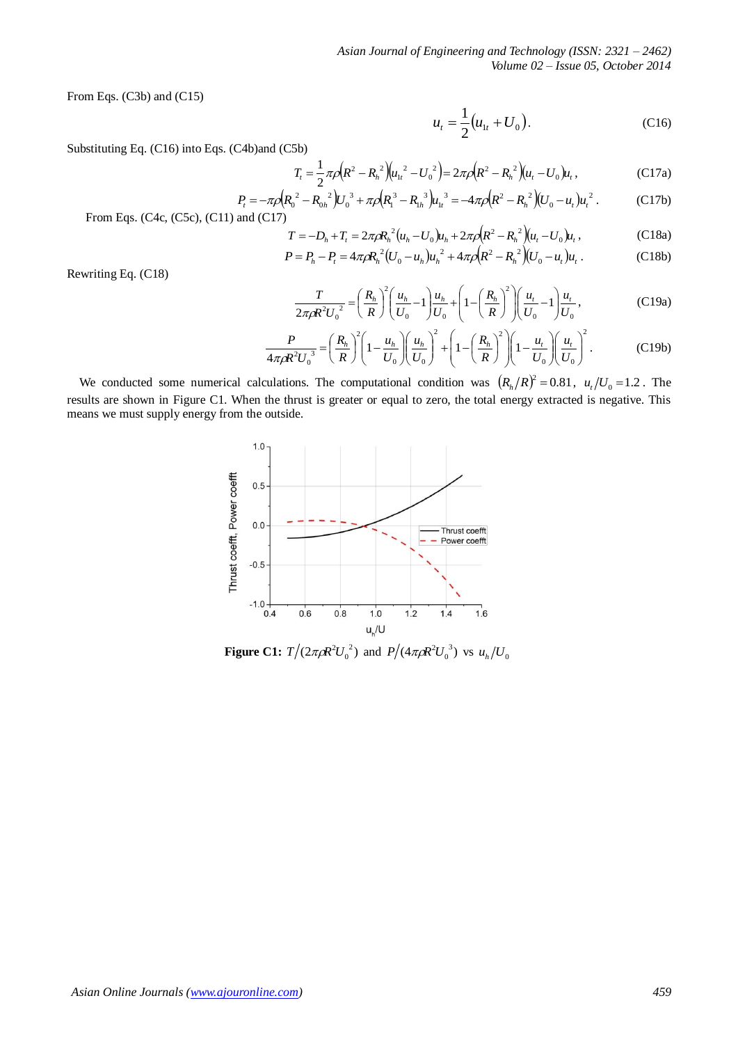From Eqs. (C3b) and (C15)

$$u_t = \frac{1}{2}\left(u_{1t} + U_0\right). \tag{C16}$$

Substituting Eq. (C16) into Eqs. (C4b)and (C5b)

$$T_t = \frac{1}{2}\pi\rho\left(R^2 - R_h^{\ 2}\right)\left(u_{1t}^{\ 2} - U_0^{\ 2}\right) = 2\pi\rho\left(R^2 - R_h^{\ 2}\right)\left(u_t - U_0\right)u_t\,, \tag{C17a}$$

$$P_t = -\pi\rho\left(R_0^{\ 2} - R_{0h}^{\ 2}\right)U_0^{\ 3} + \pi\rho\left(R_1^3 - R_{1h}^{\ 3}\right)u_{1t}^{\ 3} = -4\pi\rho\left(R^2 - R_h^{\ 2}\right)\left(U_0 - u_t\right)u_t^{\ 2}\,. \tag{C17b}$$

From Eqs. (C4c, (C5c), (C11) and (C17)

$$T = -D_h + T_t = 2\pi\rho R_h^{\ 2}\left(u_h - U_0\right)u_h + 2\pi\rho\left(R^2 - R_h^{\ 2}\right)\left(u_t - U_0\right)u_t\,, \tag{C18a}$$

$$P = P_h - P_t = 4\pi\rho R_h^{\ 2}\left(U_0 - u_h\right)u_h^{\ 2} + 4\pi\rho\left(R^2 - R_h^{\ 2}\right)\left(U_0 - u_t\right)u_t\,. \tag{C18b}$$

Rewriting Eq. (C18)

$$\frac{T}{2\pi\rho R^2 U_0^{\ 2}} = \left(\frac{R_h}{R}\right)^2\left(\frac{u_h}{U_0} - 1\right)\frac{u_h}{U_0} + \left(1 - \left(\frac{R_h}{R}\right)^2\right)\left(\frac{u_t}{U_0} - 1\right)\frac{u_t}{U_0}\,, \tag{C19a}$$

$$\frac{P}{4\pi\rho R^2 U_0^{\ 3}} = \left(\frac{R_h}{R}\right)^2\left(1 - \frac{u_h}{U_0}\right)\left(\frac{u_h}{U_0}\right)^2 + \left(1 - \left(\frac{R_h}{R}\right)^2\right)\left(1 - \frac{u_t}{U_0}\right)\left(\frac{u_t}{U_0}\right)^2. \tag{C19b}$$

We conducted some numerical calculations. The computational condition was $(R_h/R)^2 = 0.81$, $u_t/U_0 = 1.2$. The results are shown in Figure C1. When the thrust is greater or equal to zero, the total energy extracted is negative. This means we must supply energy from the outside.

Thrust coefft, Power coefft
1.0
0.5
0.0
-0.5
-1.0
0.4 0.6 0.8 1.0 1.2 1.4 1.6
u_h/U
Thrust coefft
Power coefft

**Figure C1:** $T/(2\pi\rho R^2 U_0^{\ 2})$ and $P/(4\pi\rho R^2 U_0^{\ 3})$ vs $u_h/U_0$